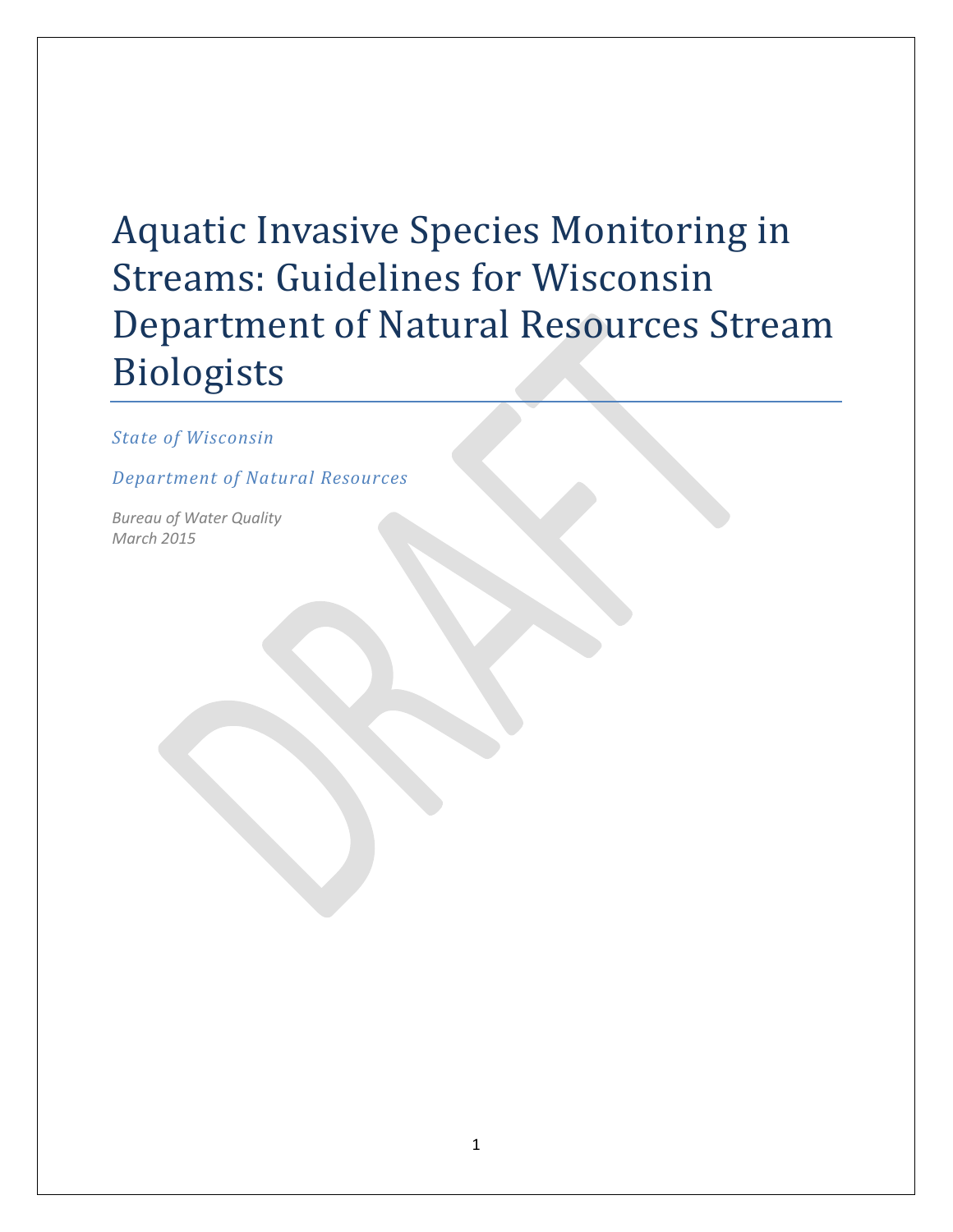# Aquatic Invasive Species Monitoring in Streams: Guidelines for Wisconsin Department of Natural Resources Stream Biologists

*State of Wisconsin*

*Department of Natural Resources*

*Bureau of Water Quality*
*March 2015*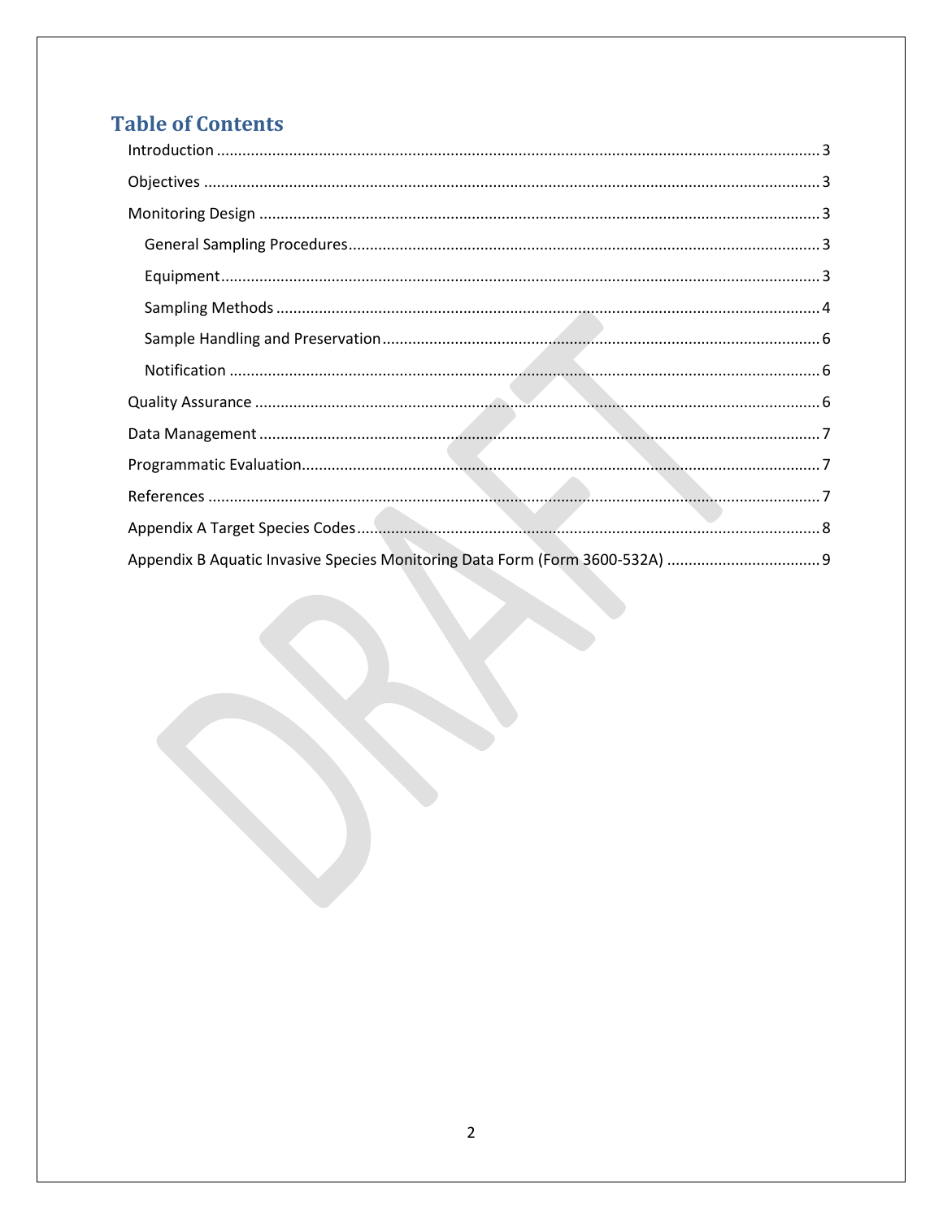# Table of Contents

Introduction ........................................................................................................................................ 3

Objectives ............................................................................................................................................ 3

Monitoring Design ............................................................................................................................... 3

  General Sampling Procedures ........................................................................................................ 3

  Equipment ...................................................................................................................................... 3

  Sampling Methods ......................................................................................................................... 4

  Sample Handling and Preservation ................................................................................................ 6

  Notification .................................................................................................................................... 6

Quality Assurance ................................................................................................................................ 6

Data Management ............................................................................................................................... 7

Programmatic Evaluation ..................................................................................................................... 7

References ........................................................................................................................................... 7

Appendix A Target Species Codes ........................................................................................................ 8

Appendix B Aquatic Invasive Species Monitoring Data Form (Form 3600-532A) .................................. 9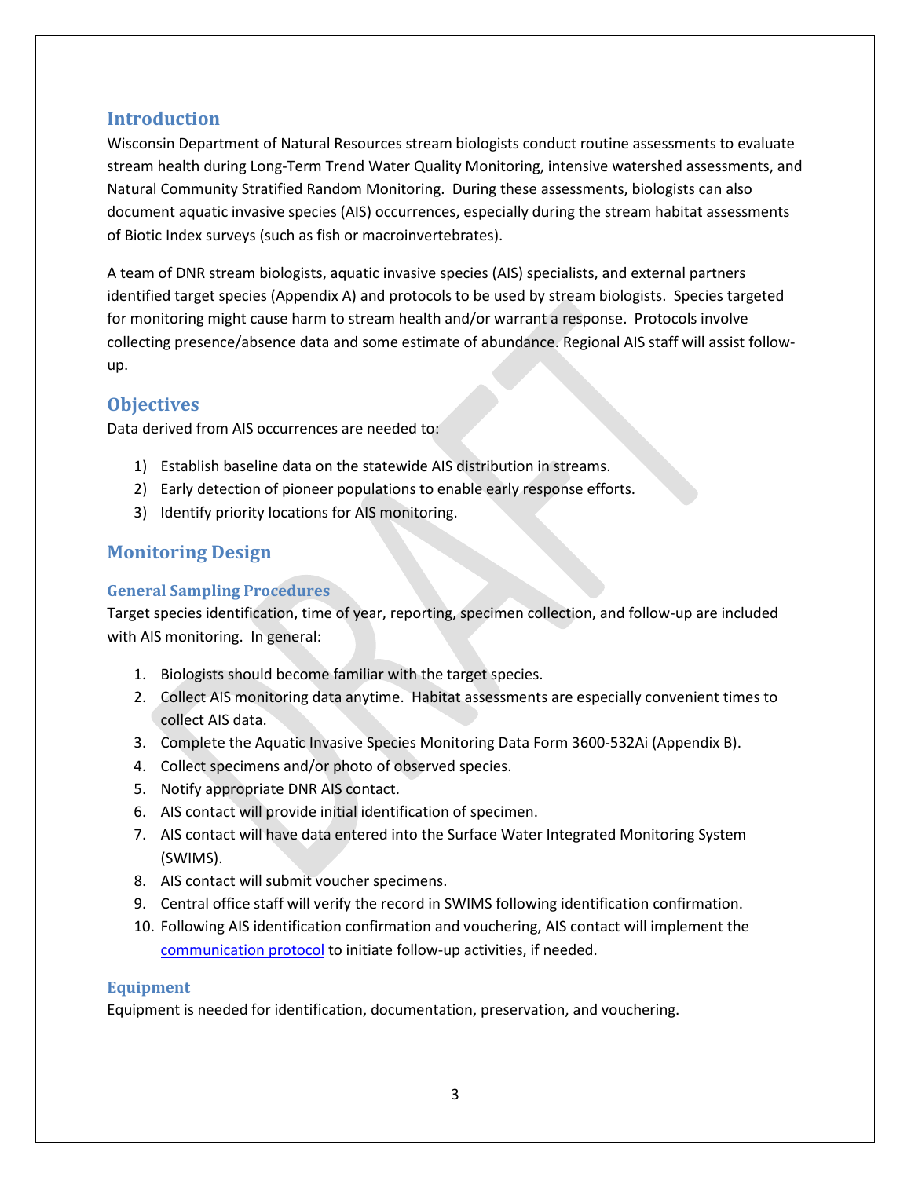## Introduction

Wisconsin Department of Natural Resources stream biologists conduct routine assessments to evaluate stream health during Long-Term Trend Water Quality Monitoring, intensive watershed assessments, and Natural Community Stratified Random Monitoring. During these assessments, biologists can also document aquatic invasive species (AIS) occurrences, especially during the stream habitat assessments of Biotic Index surveys (such as fish or macroinvertebrates).

A team of DNR stream biologists, aquatic invasive species (AIS) specialists, and external partners identified target species (Appendix A) and protocols to be used by stream biologists. Species targeted for monitoring might cause harm to stream health and/or warrant a response. Protocols involve collecting presence/absence data and some estimate of abundance. Regional AIS staff will assist follow-up.

## Objectives

Data derived from AIS occurrences are needed to:

1) Establish baseline data on the statewide AIS distribution in streams.
2) Early detection of pioneer populations to enable early response efforts.
3) Identify priority locations for AIS monitoring.

## Monitoring Design

### General Sampling Procedures

Target species identification, time of year, reporting, specimen collection, and follow-up are included with AIS monitoring. In general:

1. Biologists should become familiar with the target species.
2. Collect AIS monitoring data anytime. Habitat assessments are especially convenient times to collect AIS data.
3. Complete the Aquatic Invasive Species Monitoring Data Form 3600-532Ai (Appendix B).
4. Collect specimens and/or photo of observed species.
5. Notify appropriate DNR AIS contact.
6. AIS contact will provide initial identification of specimen.
7. AIS contact will have data entered into the Surface Water Integrated Monitoring System (SWIMS).
8. AIS contact will submit voucher specimens.
9. Central office staff will verify the record in SWIMS following identification confirmation.
10. Following AIS identification confirmation and vouchering, AIS contact will implement the communication protocol to initiate follow-up activities, if needed.

### Equipment

Equipment is needed for identification, documentation, preservation, and vouchering.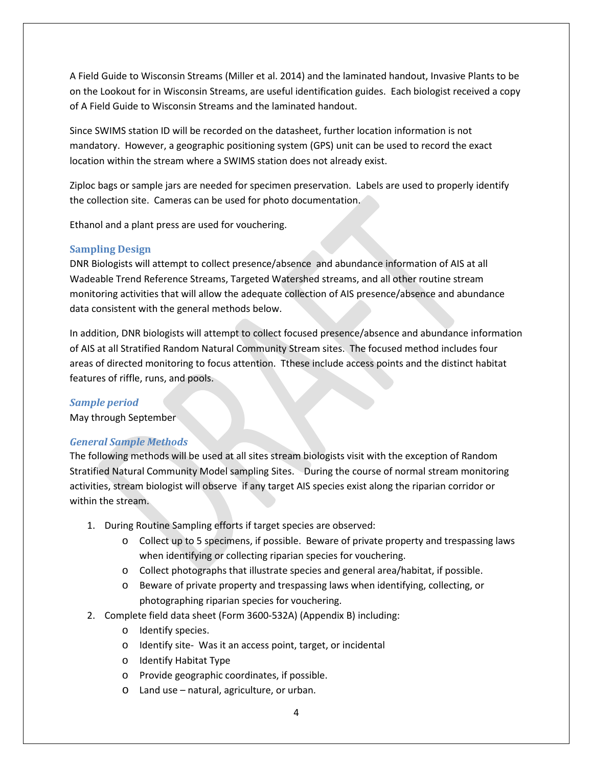A Field Guide to Wisconsin Streams (Miller et al. 2014) and the laminated handout, Invasive Plants to be on the Lookout for in Wisconsin Streams, are useful identification guides. Each biologist received a copy of A Field Guide to Wisconsin Streams and the laminated handout.

Since SWIMS station ID will be recorded on the datasheet, further location information is not mandatory. However, a geographic positioning system (GPS) unit can be used to record the exact location within the stream where a SWIMS station does not already exist.

Ziploc bags or sample jars are needed for specimen preservation. Labels are used to properly identify the collection site. Cameras can be used for photo documentation.

Ethanol and a plant press are used for vouchering.

## Sampling Design

DNR Biologists will attempt to collect presence/absence and abundance information of AIS at all Wadeable Trend Reference Streams, Targeted Watershed streams, and all other routine stream monitoring activities that will allow the adequate collection of AIS presence/absence and abundance data consistent with the general methods below.

In addition, DNR biologists will attempt to collect focused presence/absence and abundance information of AIS at all Stratified Random Natural Community Stream sites. The focused method includes four areas of directed monitoring to focus attention. Tthese include access points and the distinct habitat features of riffle, runs, and pools.

### *Sample period*

May through September

### *General Sample Methods*

The following methods will be used at all sites stream biologists visit with the exception of Random Stratified Natural Community Model sampling Sites. During the course of normal stream monitoring activities, stream biologist will observe if any target AIS species exist along the riparian corridor or within the stream.

1. During Routine Sampling efforts if target species are observed:
    - Collect up to 5 specimens, if possible. Beware of private property and trespassing laws when identifying or collecting riparian species for vouchering.
    - Collect photographs that illustrate species and general area/habitat, if possible.
    - Beware of private property and trespassing laws when identifying, collecting, or photographing riparian species for vouchering.
2. Complete field data sheet (Form 3600-532A) (Appendix B) including:
    - Identify species.
    - Identify site- Was it an access point, target, or incidental
    - Identify Habitat Type
    - Provide geographic coordinates, if possible.
    - Land use – natural, agriculture, or urban.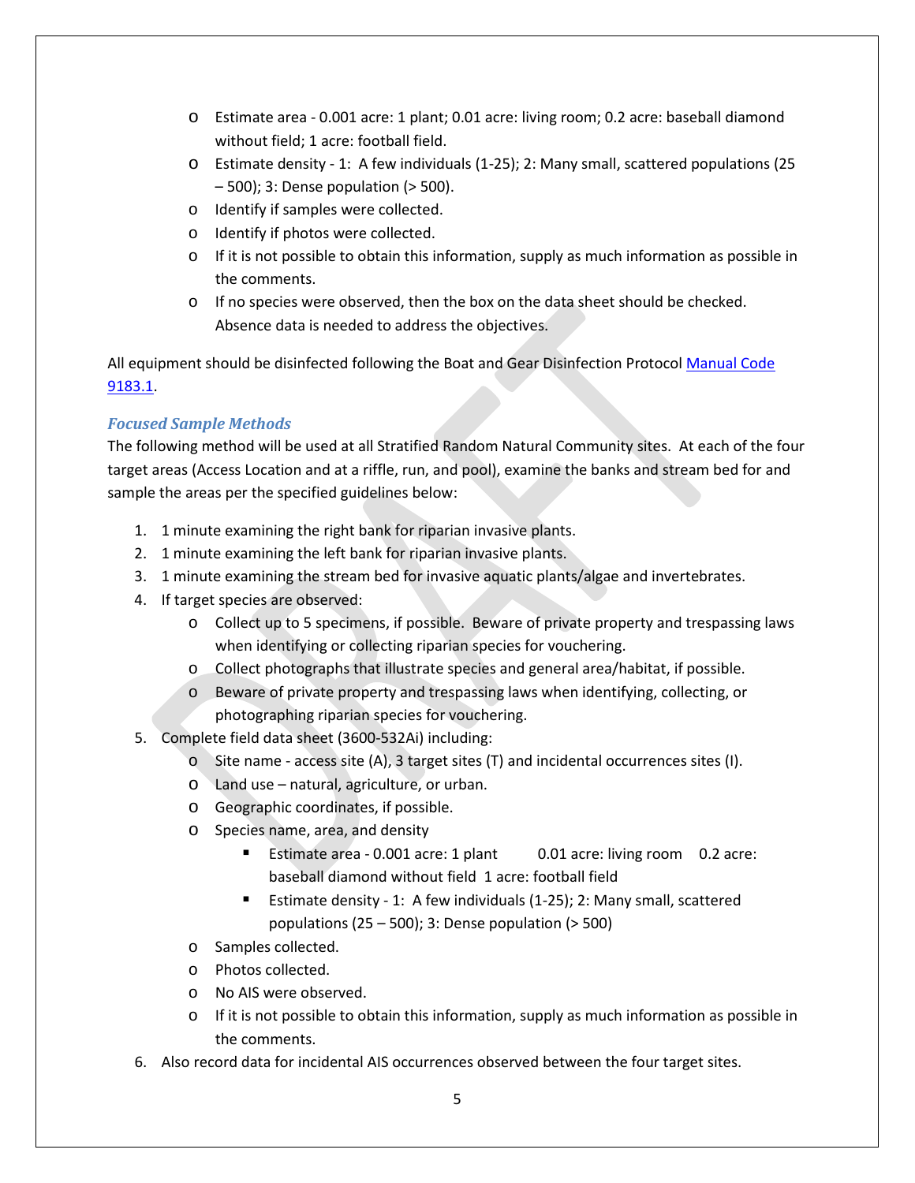- Estimate area - 0.001 acre: 1 plant; 0.01 acre: living room; 0.2 acre: baseball diamond without field; 1 acre: football field.
- Estimate density - 1: A few individuals (1-25); 2: Many small, scattered populations (25 – 500); 3: Dense population (> 500).
- Identify if samples were collected.
- Identify if photos were collected.
- If it is not possible to obtain this information, supply as much information as possible in the comments.
- If no species were observed, then the box on the data sheet should be checked. Absence data is needed to address the objectives.

All equipment should be disinfected following the Boat and Gear Disinfection Protocol [Manual Code 9183.1](#).

### *Focused Sample Methods*

The following method will be used at all Stratified Random Natural Community sites. At each of the four target areas (Access Location and at a riffle, run, and pool), examine the banks and stream bed for and sample the areas per the specified guidelines below:

1. 1 minute examining the right bank for riparian invasive plants.
2. 1 minute examining the left bank for riparian invasive plants.
3. 1 minute examining the stream bed for invasive aquatic plants/algae and invertebrates.
4. If target species are observed:
    - Collect up to 5 specimens, if possible. Beware of private property and trespassing laws when identifying or collecting riparian species for vouchering.
    - Collect photographs that illustrate species and general area/habitat, if possible.
    - Beware of private property and trespassing laws when identifying, collecting, or photographing riparian species for vouchering.
5. Complete field data sheet (3600-532Ai) including:
    - Site name - access site (A), 3 target sites (T) and incidental occurrences sites (I).
    - Land use – natural, agriculture, or urban.
    - Geographic coordinates, if possible.
    - Species name, area, and density
        - Estimate area - 0.001 acre: 1 plant 0.01 acre: living room 0.2 acre: baseball diamond without field 1 acre: football field
        - Estimate density - 1: A few individuals (1-25); 2: Many small, scattered populations (25 – 500); 3: Dense population (> 500)
    - Samples collected.
    - Photos collected.
    - No AIS were observed.
    - If it is not possible to obtain this information, supply as much information as possible in the comments.
6. Also record data for incidental AIS occurrences observed between the four target sites.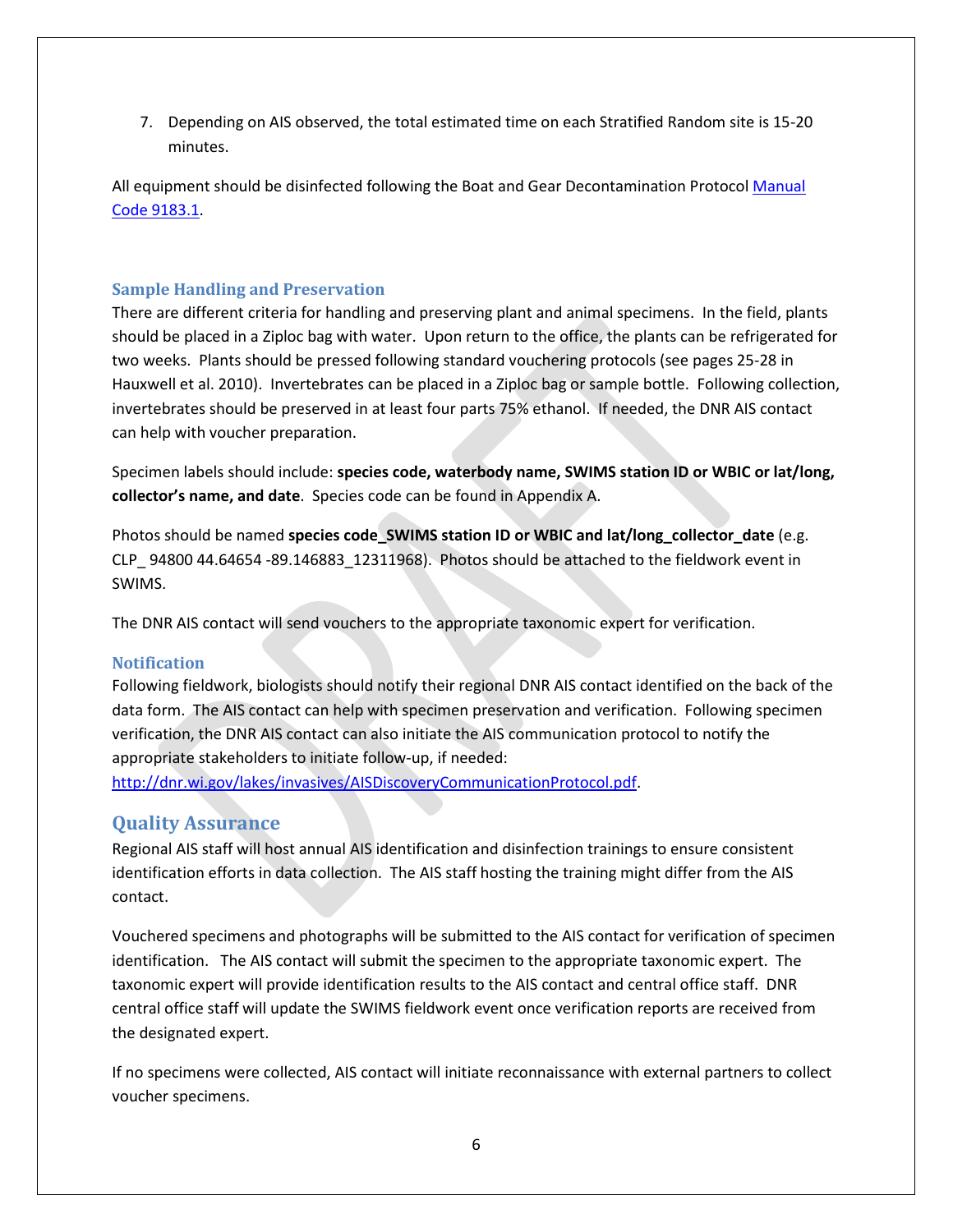7. Depending on AIS observed, the total estimated time on each Stratified Random site is 15-20 minutes.

All equipment should be disinfected following the Boat and Gear Decontamination Protocol [Manual Code 9183.1](Manual Code 9183.1).

### Sample Handling and Preservation

There are different criteria for handling and preserving plant and animal specimens. In the field, plants should be placed in a Ziploc bag with water. Upon return to the office, the plants can be refrigerated for two weeks. Plants should be pressed following standard vouchering protocols (see pages 25-28 in Hauxwell et al. 2010). Invertebrates can be placed in a Ziploc bag or sample bottle. Following collection, invertebrates should be preserved in at least four parts 75% ethanol. If needed, the DNR AIS contact can help with voucher preparation.

Specimen labels should include: **species code, waterbody name, SWIMS station ID or WBIC or lat/long, collector's name, and date**. Species code can be found in Appendix A.

Photos should be named **species code_SWIMS station ID or WBIC and lat/long_collector_date** (e.g. CLP_ 94800 44.64654 -89.146883_12311968). Photos should be attached to the fieldwork event in SWIMS.

The DNR AIS contact will send vouchers to the appropriate taxonomic expert for verification.

### Notification

Following fieldwork, biologists should notify their regional DNR AIS contact identified on the back of the data form. The AIS contact can help with specimen preservation and verification. Following specimen verification, the DNR AIS contact can also initiate the AIS communication protocol to notify the appropriate stakeholders to initiate follow-up, if needed: http://dnr.wi.gov/lakes/invasives/AISDiscoveryCommunicationProtocol.pdf.

## Quality Assurance

Regional AIS staff will host annual AIS identification and disinfection trainings to ensure consistent identification efforts in data collection. The AIS staff hosting the training might differ from the AIS contact.

Vouchered specimens and photographs will be submitted to the AIS contact for verification of specimen identification. The AIS contact will submit the specimen to the appropriate taxonomic expert. The taxonomic expert will provide identification results to the AIS contact and central office staff. DNR central office staff will update the SWIMS fieldwork event once verification reports are received from the designated expert.

If no specimens were collected, AIS contact will initiate reconnaissance with external partners to collect voucher specimens.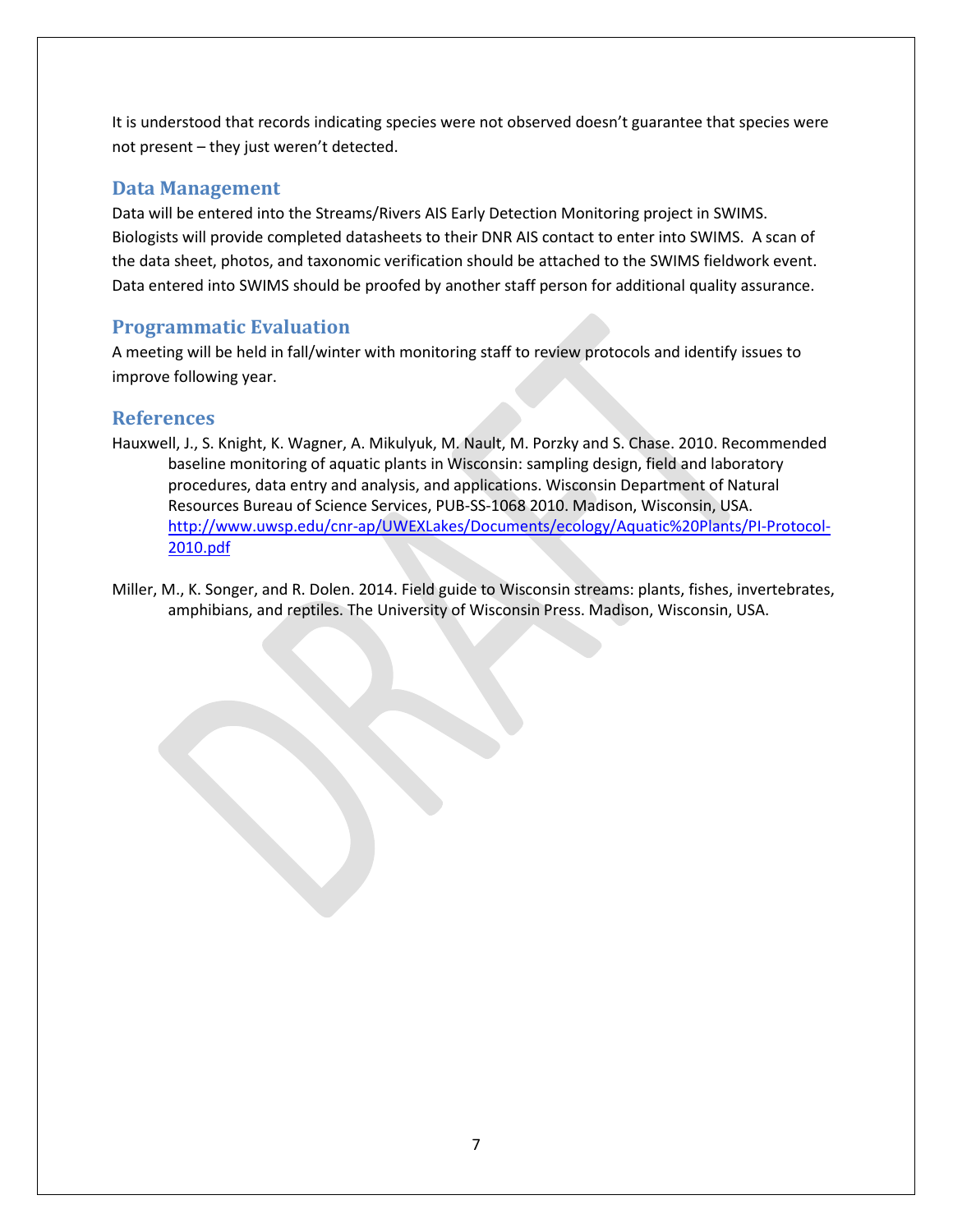It is understood that records indicating species were not observed doesn't guarantee that species were not present – they just weren't detected.

## Data Management

Data will be entered into the Streams/Rivers AIS Early Detection Monitoring project in SWIMS. Biologists will provide completed datasheets to their DNR AIS contact to enter into SWIMS. A scan of the data sheet, photos, and taxonomic verification should be attached to the SWIMS fieldwork event. Data entered into SWIMS should be proofed by another staff person for additional quality assurance.

## Programmatic Evaluation

A meeting will be held in fall/winter with monitoring staff to review protocols and identify issues to improve following year.

## References

Hauxwell, J., S. Knight, K. Wagner, A. Mikulyuk, M. Nault, M. Porzky and S. Chase. 2010. Recommended baseline monitoring of aquatic plants in Wisconsin: sampling design, field and laboratory procedures, data entry and analysis, and applications. Wisconsin Department of Natural Resources Bureau of Science Services, PUB-SS-1068 2010. Madison, Wisconsin, USA. http://www.uwsp.edu/cnr-ap/UWEXLakes/Documents/ecology/Aquatic%20Plants/PI-Protocol-2010.pdf

Miller, M., K. Songer, and R. Dolen. 2014. Field guide to Wisconsin streams: plants, fishes, invertebrates, amphibians, and reptiles. The University of Wisconsin Press. Madison, Wisconsin, USA.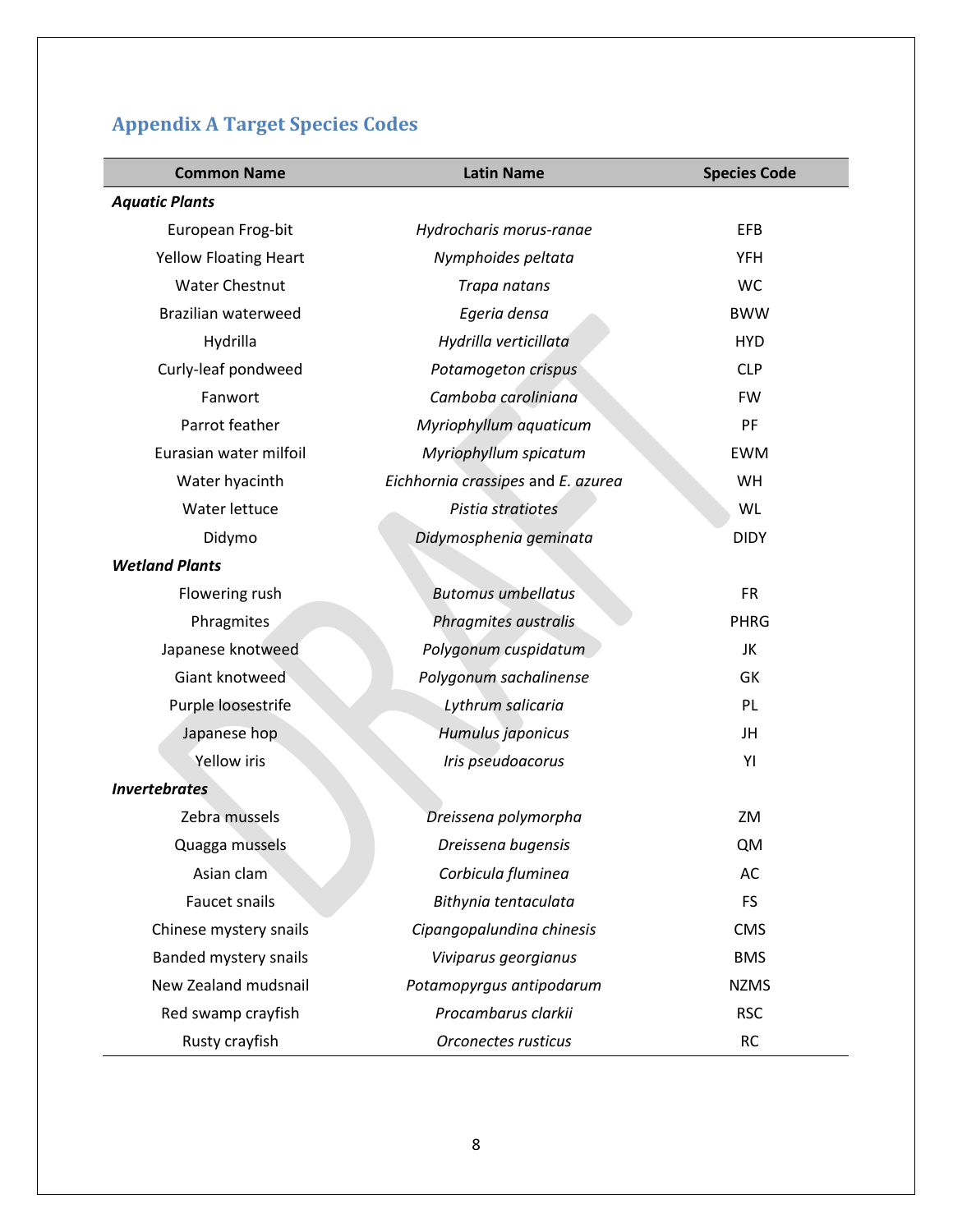## Appendix A Target Species Codes

| Common Name | Latin Name | Species Code |
|---|---|---|
| ***Aquatic Plants*** | | |
| European Frog-bit | *Hydrocharis morus-ranae* | EFB |
| Yellow Floating Heart | *Nymphoides peltata* | YFH |
| Water Chestnut | *Trapa natans* | WC |
| Brazilian waterweed | *Egeria densa* | BWW |
| Hydrilla | *Hydrilla verticillata* | HYD |
| Curly-leaf pondweed | *Potamogeton crispus* | CLP |
| Fanwort | *Camboba caroliniana* | FW |
| Parrot feather | *Myriophyllum aquaticum* | PF |
| Eurasian water milfoil | *Myriophyllum spicatum* | EWM |
| Water hyacinth | *Eichhornia crassipes* and *E. azurea* | WH |
| Water lettuce | *Pistia stratiotes* | WL |
| Didymo | *Didymosphenia geminata* | DIDY |
| ***Wetland Plants*** | | |
| Flowering rush | *Butomus umbellatus* | FR |
| Phragmites | *Phragmites australis* | PHRG |
| Japanese knotweed | *Polygonum cuspidatum* | JK |
| Giant knotweed | *Polygonum sachalinense* | GK |
| Purple loosestrife | *Lythrum salicaria* | PL |
| Japanese hop | *Humulus japonicus* | JH |
| Yellow iris | *Iris pseudoacorus* | YI |
| ***Invertebrates*** | | |
| Zebra mussels | *Dreissena polymorpha* | ZM |
| Quagga mussels | *Dreissena bugensis* | QM |
| Asian clam | *Corbicula fluminea* | AC |
| Faucet snails | *Bithynia tentaculata* | FS |
| Chinese mystery snails | *Cipangopalundina chinesis* | CMS |
| Banded mystery snails | *Viviparus georgianus* | BMS |
| New Zealand mudsnail | *Potamopyrgus antipodarum* | NZMS |
| Red swamp crayfish | *Procambarus clarkii* | RSC |
| Rusty crayfish | *Orconectes rusticus* | RC |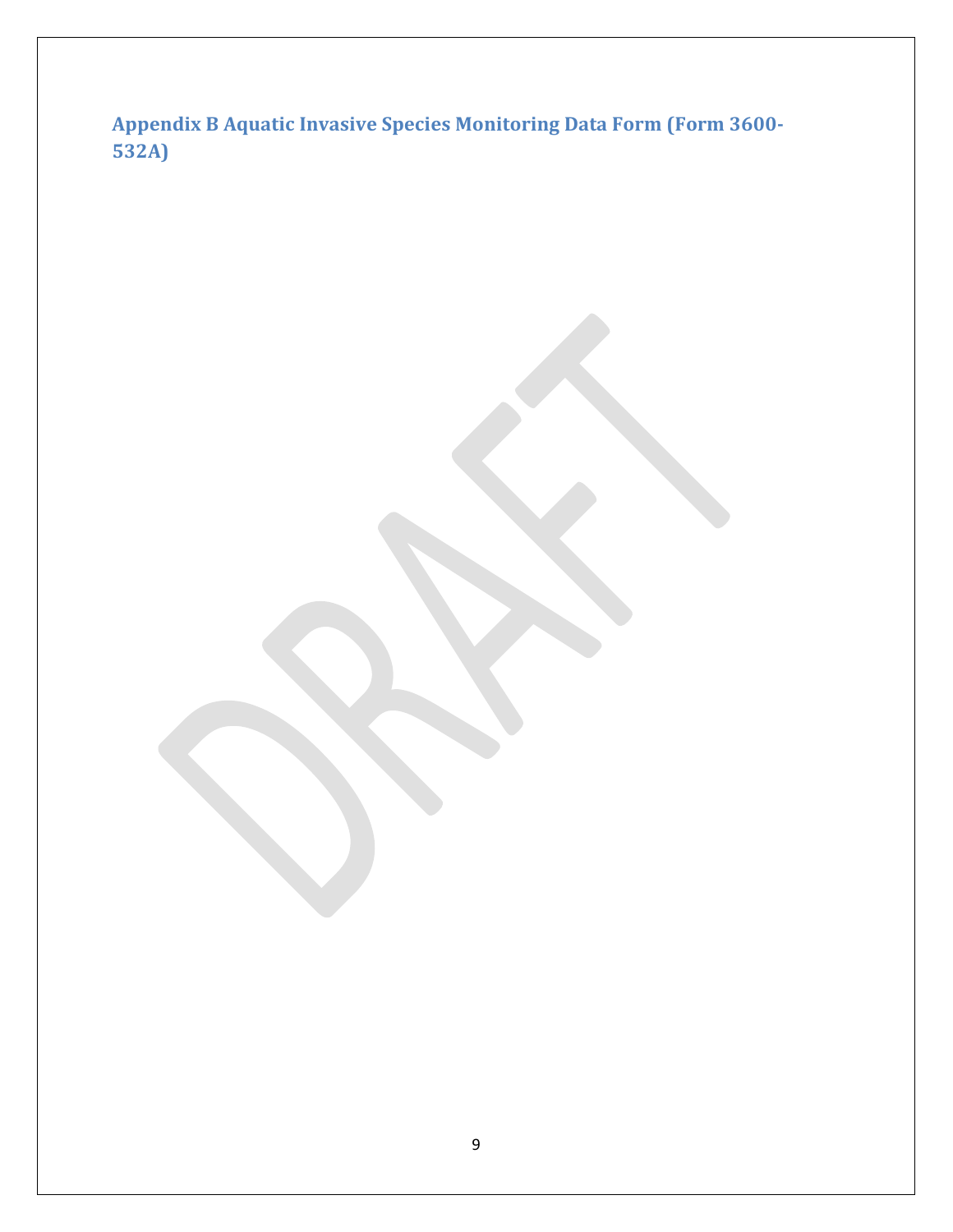## Appendix B Aquatic Invasive Species Monitoring Data Form (Form 3600-532A)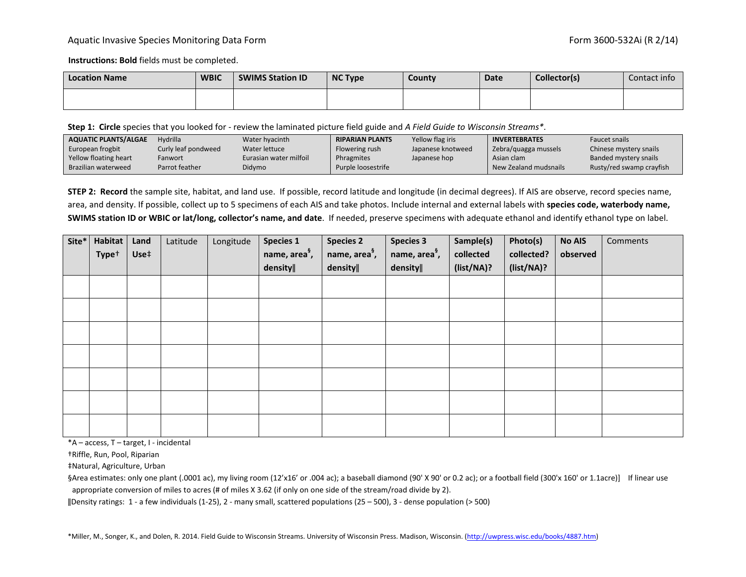Aquatic Invasive Species Monitoring Data Form

Form 3600-532Ai (R 2/14)

**Instructions: Bold** fields must be completed.

| **Location Name** | **WBIC** | **SWIMS Station ID** | **NC Type** | **County** | **Date** | **Collector(s)** | Contact info |
|---|---|---|---|---|---|---|---|
| | | | | | | | |

**Step 1: Circle** species that you looked for - review the laminated picture field guide and *A Field Guide to Wisconsin Streams\**.

| **AQUATIC PLANTS/ALGAE** | Hydrilla | Water hyacinth | **RIPARIAN PLANTS** | Yellow flag iris | **INVERTEBRATES** | Faucet snails |
|---|---|---|---|---|---|---|
| European frogbit | Curly leaf pondweed | Water lettuce | Flowering rush | Japanese knotweed | Zebra/quagga mussels | Chinese mystery snails |
| Yellow floating heart | Fanwort | Eurasian water milfoil | Phragmites | Japanese hop | Asian clam | Banded mystery snails |
| Brazilian waterweed | Parrot feather | Didymo | Purple loosestrife | | New Zealand mudsnails | Rusty/red swamp crayfish |

**STEP 2: Record** the sample site, habitat, and land use. If possible, record latitude and longitude (in decimal degrees). If AIS are observe, record species name, area, and density. If possible, collect up to 5 specimens of each AIS and take photos. Include internal and external labels with **species code, waterbody name, SWIMS station ID or WBIC or lat/long, collector's name, and date**. If needed, preserve specimens with adequate ethanol and identify ethanol type on label.

| **Site\*** | **Habitat Type†** | **Land Use‡** | Latitude | Longitude | **Species 1 name, area§, density‖** | **Species 2 name, area§, density‖** | **Species 3 name, area§, density‖** | **Sample(s) collected (list/NA)?** | **Photo(s) collected? (list/NA)?** | **No AIS observed** | Comments |
|---|---|---|---|---|---|---|---|---|---|---|---|
| | | | | | | | | | | | |
| | | | | | | | | | | | |
| | | | | | | | | | | | |
| | | | | | | | | | | | |
| | | | | | | | | | | | |
| | | | | | | | | | | | |
| | | | | | | | | | | | |

\*A – access, T – target, I - incidental

†Riffle, Run, Pool, Riparian

‡Natural, Agriculture, Urban

§Area estimates: only one plant (.0001 ac), my living room (12'x16' or .004 ac); a baseball diamond (90' X 90' or 0.2 ac); or a football field (300'x 160' or 1.1acre)] If linear use appropriate conversion of miles to acres (# of miles X 3.62 (if only on one side of the stream/road divide by 2).

‖Density ratings: 1 - a few individuals (1-25), 2 - many small, scattered populations (25 – 500), 3 - dense population (> 500)

\*Miller, M., Songer, K., and Dolen, R. 2014. Field Guide to Wisconsin Streams. University of Wisconsin Press. Madison, Wisconsin. (http://uwpress.wisc.edu/books/4887.htm)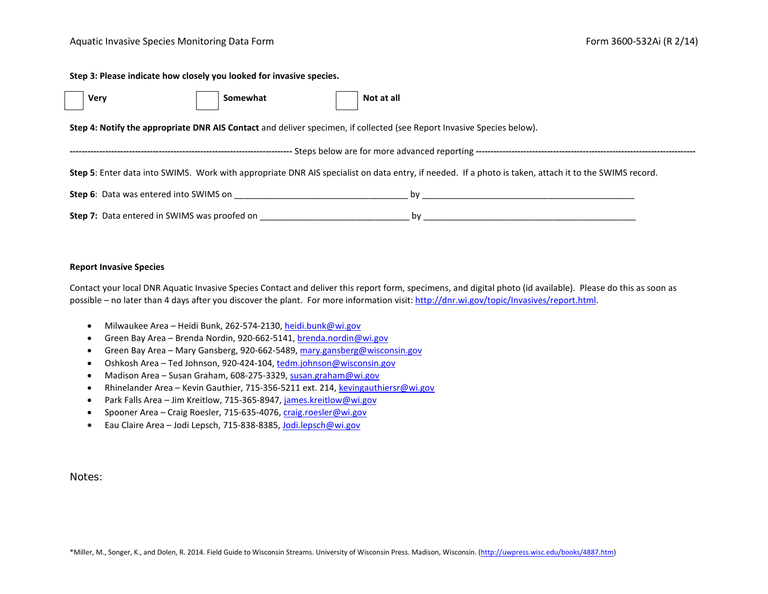**Step 3: Please indicate how closely you looked for invasive species.**

☐ **Very** ☐ **Somewhat** ☐ **Not at all**

**Step 4: Notify the appropriate DNR AIS Contact** and deliver specimen, if collected (see Report Invasive Species below).

------------------------------------------------------------------------ Steps below are for more advanced reporting ------------------------------------------------------------------------

**Step 5**: Enter data into SWIMS. Work with appropriate DNR AIS specialist on data entry, if needed. If a photo is taken, attach it to the SWIMS record.

**Step 6**: Data was entered into SWIMS on ___________________________________ by ____________________________________________

**Step 7:** Data entered in SWIMS was proofed on ______________________________ by ____________________________________________

**Report Invasive Species**

Contact your local DNR Aquatic Invasive Species Contact and deliver this report form, specimens, and digital photo (id available). Please do this as soon as possible – no later than 4 days after you discover the plant. For more information visit: http://dnr.wi.gov/topic/Invasives/report.html.

- Milwaukee Area – Heidi Bunk, 262-574-2130, heidi.bunk@wi.gov
- Green Bay Area – Brenda Nordin, 920-662-5141, brenda.nordin@wi.gov
- Green Bay Area – Mary Gansberg, 920-662-5489, mary.gansberg@wisconsin.gov
- Oshkosh Area – Ted Johnson, 920-424-104, tedm.johnson@wisconsin.gov
- Madison Area – Susan Graham, 608-275-3329, susan.graham@wi.gov
- Rhinelander Area – Kevin Gauthier, 715-356-5211 ext. 214, kevingauthiersr@wi.gov
- Park Falls Area – Jim Kreitlow, 715-365-8947, james.kreitlow@wi.gov
- Spooner Area – Craig Roesler, 715-635-4076, craig.roesler@wi.gov
- Eau Claire Area – Jodi Lepsch, 715-838-8385, Jodi.lepsch@wi.gov

Notes:

*Miller, M., Songer, K., and Dolen, R. 2014. Field Guide to Wisconsin Streams. University of Wisconsin Press. Madison, Wisconsin. (http://uwpress.wisc.edu/books/4887.htm)